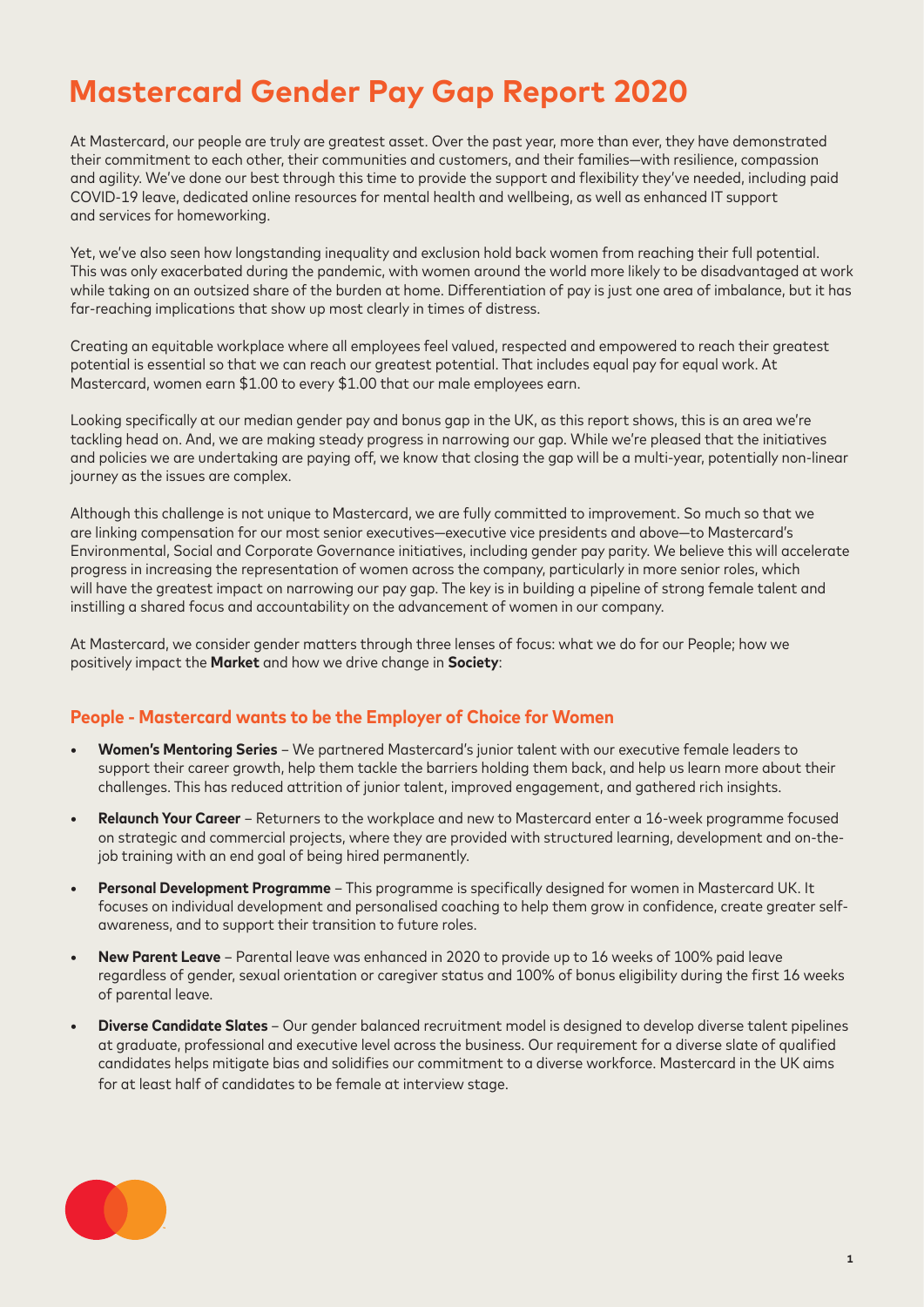# Mastercard Gender Pay Gap Report 2020

At Mastercard, our people are truly are greatest asset. Over the past year, more than ever, they have demonstrated their commitment to each other, their communities and customers, and their families—with resilience, compassion and agility. We've done our best through this time to provide the support and flexibility they've needed, including paid COVID-19 leave, dedicated online resources for mental health and wellbeing, as well as enhanced IT support and services for homeworking.

Yet, we've also seen how longstanding inequality and exclusion hold back women from reaching their full potential. This was only exacerbated during the pandemic, with women around the world more likely to be disadvantaged at work while taking on an outsized share of the burden at home. Differentiation of pay is just one area of imbalance, but it has far-reaching implications that show up most clearly in times of distress.

Creating an equitable workplace where all employees feel valued, respected and empowered to reach their greatest potential is essential so that we can reach our greatest potential. That includes equal pay for equal work. At Mastercard, women earn $1.00 to every $1.00 that our male employees earn.

Looking specifically at our median gender pay and bonus gap in the UK, as this report shows, this is an area we're tackling head on. And, we are making steady progress in narrowing our gap. While we're pleased that the initiatives and policies we are undertaking are paying off, we know that closing the gap will be a multi-year, potentially non-linear journey as the issues are complex.

Although this challenge is not unique to Mastercard, we are fully committed to improvement. So much so that we are linking compensation for our most senior executives—executive vice presidents and above—to Mastercard's Environmental, Social and Corporate Governance initiatives, including gender pay parity. We believe this will accelerate progress in increasing the representation of women across the company, particularly in more senior roles, which will have the greatest impact on narrowing our pay gap. The key is in building a pipeline of strong female talent and instilling a shared focus and accountability on the advancement of women in our company.

At Mastercard, we consider gender matters through three lenses of focus: what we do for our People; how we positively impact the **Market** and how we drive change in **Society**:

## People - Mastercard wants to be the Employer of Choice for Women

- **Women's Mentoring Series** – We partnered Mastercard's junior talent with our executive female leaders to support their career growth, help them tackle the barriers holding them back, and help us learn more about their challenges. This has reduced attrition of junior talent, improved engagement, and gathered rich insights.
- **Relaunch Your Career** – Returners to the workplace and new to Mastercard enter a 16-week programme focused on strategic and commercial projects, where they are provided with structured learning, development and on-the-job training with an end goal of being hired permanently.
- **Personal Development Programme** – This programme is specifically designed for women in Mastercard UK. It focuses on individual development and personalised coaching to help them grow in confidence, create greater self-awareness, and to support their transition to future roles.
- **New Parent Leave** – Parental leave was enhanced in 2020 to provide up to 16 weeks of 100% paid leave regardless of gender, sexual orientation or caregiver status and 100% of bonus eligibility during the first 16 weeks of parental leave.
- **Diverse Candidate Slates** – Our gender balanced recruitment model is designed to develop diverse talent pipelines at graduate, professional and executive level across the business. Our requirement for a diverse slate of qualified candidates helps mitigate bias and solidifies our commitment to a diverse workforce. Mastercard in the UK aims for at least half of candidates to be female at interview stage.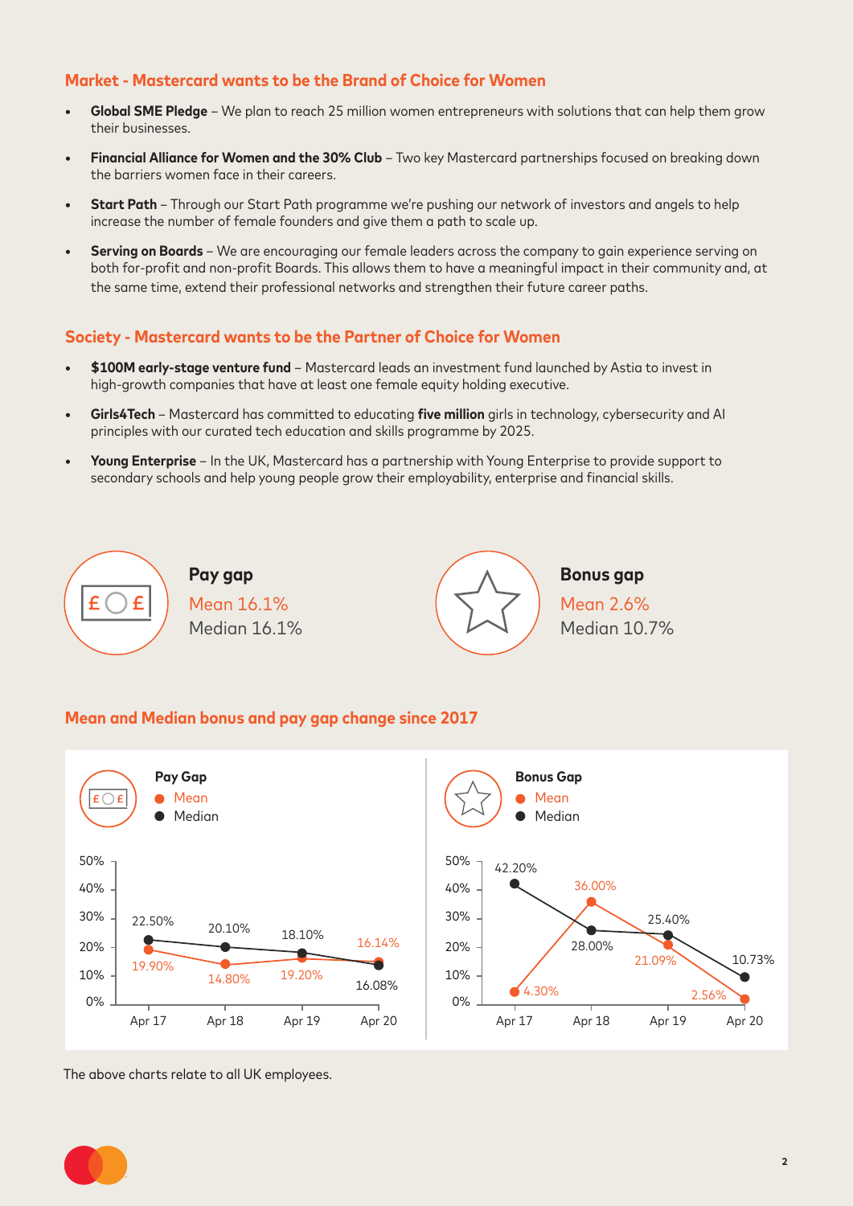## Market - Mastercard wants to be the Brand of Choice for Women

- **Global SME Pledge** – We plan to reach 25 million women entrepreneurs with solutions that can help them grow their businesses.
- **Financial Alliance for Women and the 30% Club** – Two key Mastercard partnerships focused on breaking down the barriers women face in their careers.
- **Start Path** – Through our Start Path programme we're pushing our network of investors and angels to help increase the number of female founders and give them a path to scale up.
- **Serving on Boards** – We are encouraging our female leaders across the company to gain experience serving on both for-profit and non-profit Boards. This allows them to have a meaningful impact in their community and, at the same time, extend their professional networks and strengthen their future career paths.

## Society - Mastercard wants to be the Partner of Choice for Women

- **$100M early-stage venture fund** – Mastercard leads an investment fund launched by Astia to invest in high-growth companies that have at least one female equity holding executive.
- **Girls4Tech** – Mastercard has committed to educating **five million** girls in technology, cybersecurity and AI principles with our curated tech education and skills programme by 2025.
- **Young Enterprise** – In the UK, Mastercard has a partnership with Young Enterprise to provide support to secondary schools and help young people grow their employability, enterprise and financial skills.

**Pay gap**
Mean 16.1%
Median 16.1%

**Bonus gap**
Mean 2.6%
Median 10.7%

## Mean and Median bonus and pay gap change since 2017

**Pay Gap**

| | Apr 17 | Apr 18 | Apr 19 | Apr 20 |
|---|---|---|---|---|
| Mean | 19.90% | 14.80% | 19.20% | 16.14% |
| Median | 22.50% | 20.10% | 18.10% | 16.08% |

**Bonus Gap**

| | Apr 17 | Apr 18 | Apr 19 | Apr 20 |
|---|---|---|---|---|
| Mean | 4.30% | 36.00% | 21.09% | 2.56% |
| Median | 42.20% | 28.00% | 25.40% | 10.73% |

The above charts relate to all UK employees.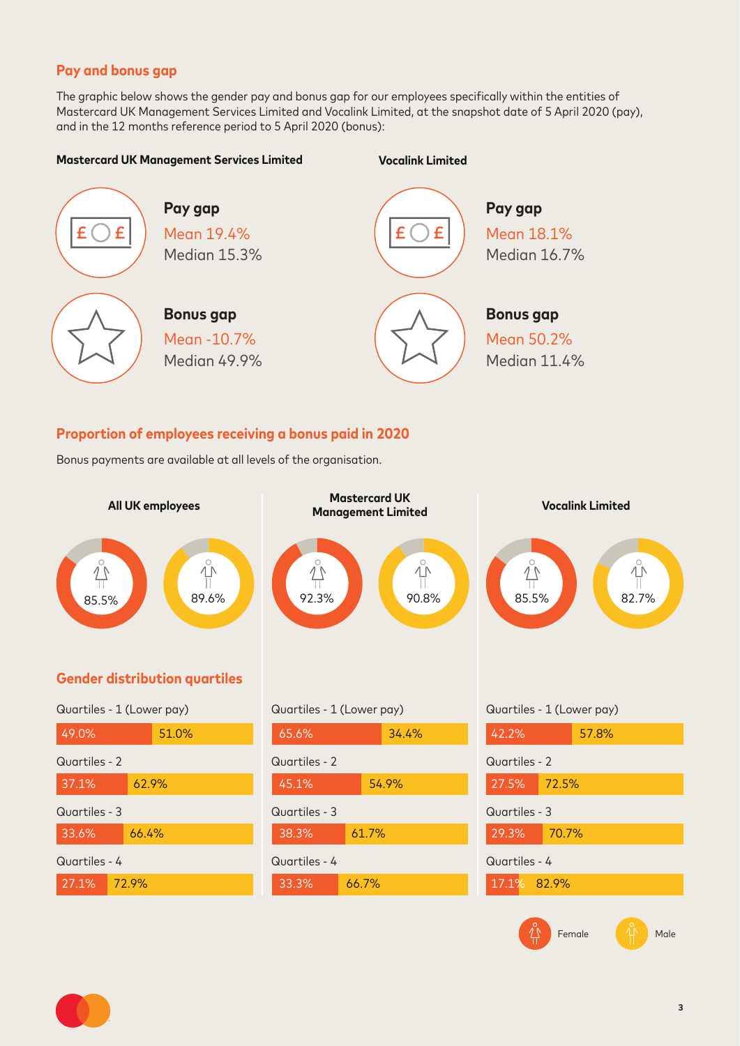## Pay and bonus gap

The graphic below shows the gender pay and bonus gap for our employees specifically within the entities of Mastercard UK Management Services Limited and Vocalink Limited, at the snapshot date of 5 April 2020 (pay), and in the 12 months reference period to 5 April 2020 (bonus):

**Mastercard UK Management Services Limited**

**Pay gap**
Mean 19.4%
Median 15.3%

**Bonus gap**
Mean -10.7%
Median 49.9%

**Vocalink Limited**

**Pay gap**
Mean 18.1%
Median 16.7%

**Bonus gap**
Mean 50.2%
Median 11.4%

## Proportion of employees receiving a bonus paid in 2020

Bonus payments are available at all levels of the organisation.

**All UK employees**

85.5%
89.6%

**Mastercard UK Management Limited**

92.3%
90.8%

**Vocalink Limited**

85.5%
82.7%

## Gender distribution quartiles

**All UK employees**

Quartiles - 1 (Lower pay)
49.0% 51.0%

Quartiles - 2
37.1% 62.9%

Quartiles - 3
33.6% 66.4%

Quartiles - 4
27.1% 72.9%

**Mastercard UK Management Limited**

Quartiles - 1 (Lower pay)
65.6% 34.4%

Quartiles - 2
45.1% 54.9%

Quartiles - 3
38.3% 61.7%

Quartiles - 4
33.3% 66.7%

**Vocalink Limited**

Quartiles - 1 (Lower pay)
42.2% 57.8%

Quartiles - 2
27.5% 72.5%

Quartiles - 3
29.3% 70.7%

Quartiles - 4
17.1% 82.9%

Female
Male